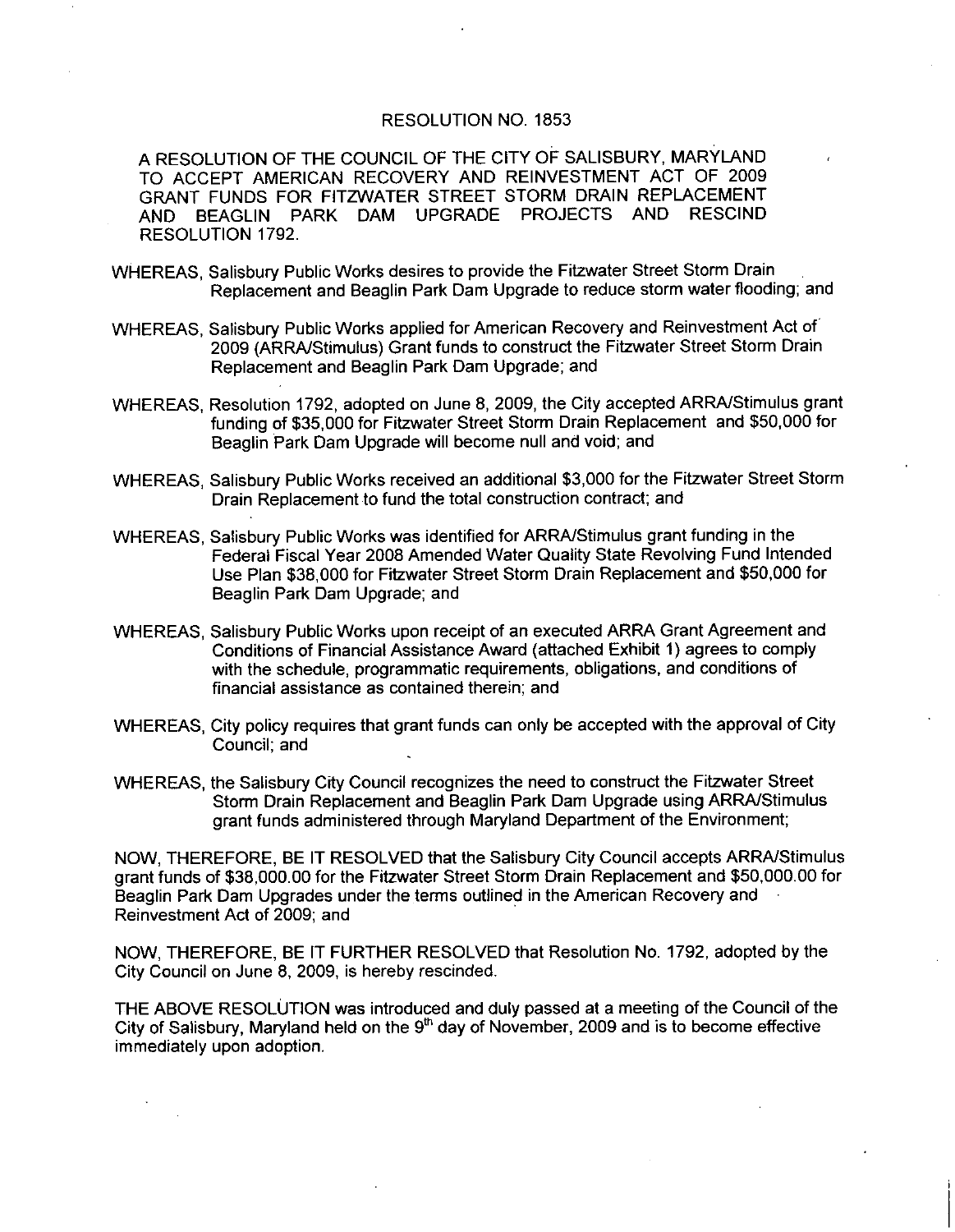# RESOLUTION NO. 1853

A RESOLUTION OF THE COUNCIL OF THE CITY OF SALISBURY, MARYLAND TO ACCEPT AMERICAN RECOVERY AND REINVESTMENT ACT OF 2009 GRANT FUNDS FOR FITZWATER STREET STORM DRAIN REPLACEMENT AND BEAGLIN PARK DAM UPGRADE PROJECTS AND RESCIND RESOLUTION 1792.

WHEREAS, Salisbury Public Works desires to provide the Fitzwater Street Storm Drain Replacement and Beaglin Park Dam Upgrade to reduce storm water flooding; and

WHEREAS, Salisbury Public Works applied for American Recovery and Reinvestment Act of 2009 (ARRA/Stimulus) Grant funds to construct the Fitzwater Street Storm Drain Replacement and Beaglin Park Dam Upgrade; and

WHEREAS, Resolution 1792, adopted on June 8, 2009, the City accepted ARRA/Stimulus grant funding of $35,000 for Fitzwater Street Storm Drain Replacement and $50,000 for Beaglin Park Dam Upgrade will become null and void; and

WHEREAS, Salisbury Public Works received an additional $3,000 for the Fitzwater Street Storm Drain Replacement to fund the total construction contract; and

WHEREAS, Salisbury Public Works was identified for ARRA/Stimulus grant funding in the Federal Fiscal Year 2008 Amended Water Quality State Revolving Fund Intended Use Plan $38,000 for Fitzwater Street Storm Drain Replacement and $50,000 for Beaglin Park Dam Upgrade; and

WHEREAS, Salisbury Public Works upon receipt of an executed ARRA Grant Agreement and Conditions of Financial Assistance Award (attached Exhibit 1) agrees to comply with the schedule, programmatic requirements, obligations, and conditions of financial assistance as contained therein; and

WHEREAS, City policy requires that grant funds can only be accepted with the approval of City Council; and

WHEREAS, the Salisbury City Council recognizes the need to construct the Fitzwater Street Storm Drain Replacement and Beaglin Park Dam Upgrade using ARRA/Stimulus grant funds administered through Maryland Department of the Environment;

NOW, THEREFORE, BE IT RESOLVED that the Salisbury City Council accepts ARRA/Stimulus grant funds of $38,000.00 for the Fitzwater Street Storm Drain Replacement and $50,000.00 for Beaglin Park Dam Upgrades under the terms outlined in the American Recovery and Reinvestment Act of 2009; and

NOW, THEREFORE, BE IT FURTHER RESOLVED that Resolution No. 1792, adopted by the City Council on June 8, 2009, is hereby rescinded.

THE ABOVE RESOLUTION was introduced and duly passed at a meeting of the Council of the City of Salisbury, Maryland held on the 9th day of November, 2009 and is to become effective immediately upon adoption.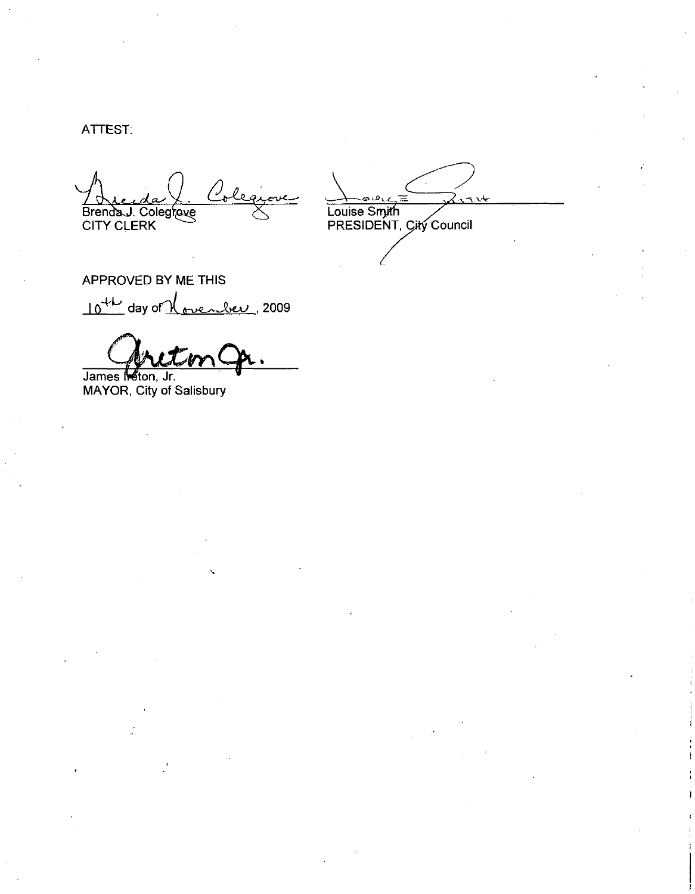ATTEST:

Brenda J. Colegrove
CITY CLERK

Louise Smith
PRESIDENT, City Council

APPROVED BY ME THIS

10th day of November, 2009

James Ireton, Jr.
MAYOR, City of Salisbury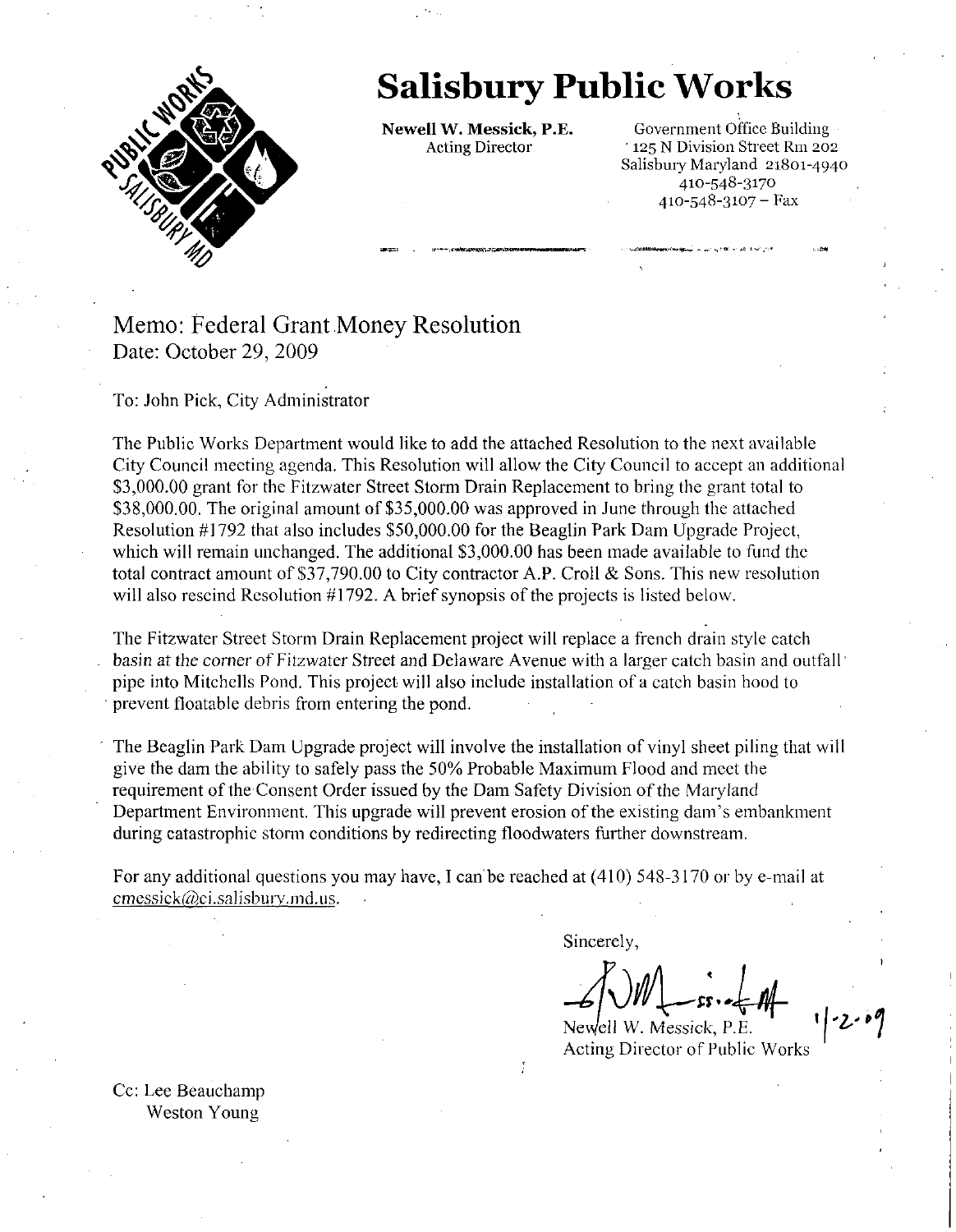# Salisbury Public Works

**Newell W. Messick, P.E.**
Acting Director

Government Office Building
125 N Division Street Rm 202
Salisbury Maryland 21801-4940
410-548-3170
410-548-3107 – Fax

Memo: Federal Grant Money Resolution
Date: October 29, 2009

To: John Pick, City Administrator

The Public Works Department would like to add the attached Resolution to the next available City Council meeting agenda. This Resolution will allow the City Council to accept an additional $3,000.00 grant for the Fitzwater Street Storm Drain Replacement to bring the grant total to $38,000.00. The original amount of $35,000.00 was approved in June through the attached Resolution #1792 that also includes $50,000.00 for the Beaglin Park Dam Upgrade Project, which will remain unchanged. The additional $3,000.00 has been made available to fund the total contract amount of $37,790.00 to City contractor A.P. Croll & Sons. This new resolution will also rescind Resolution #1792. A brief synopsis of the projects is listed below.

The Fitzwater Street Storm Drain Replacement project will replace a french drain style catch basin at the corner of Fitzwater Street and Delaware Avenue with a larger catch basin and outfall pipe into Mitchells Pond. This project will also include installation of a catch basin hood to prevent floatable debris from entering the pond.

The Beaglin Park Dam Upgrade project will involve the installation of vinyl sheet piling that will give the dam the ability to safely pass the 50% Probable Maximum Flood and meet the requirement of the Consent Order issued by the Dam Safety Division of the Maryland Department Environment. This upgrade will prevent erosion of the existing dam's embankment during catastrophic storm conditions by redirecting floodwaters further downstream.

For any additional questions you may have, I can be reached at (410) 548-3170 or by e-mail at cmessick@ci.salisbury.md.us.

Sincerely,

Newell W. Messick, P.E.
Acting Director of Public Works

11-2-09

Cc: Lee Beauchamp
Weston Young